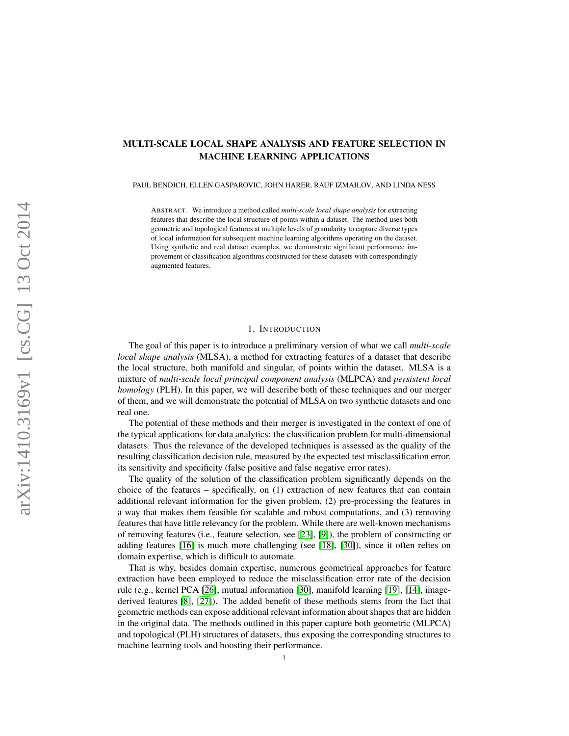# MULTI-SCALE LOCAL SHAPE ANALYSIS AND FEATURE SELECTION IN MACHINE LEARNING APPLICATIONS

PAUL BENDICH, ELLEN GASPAROVIC, JOHN HARER, RAUF IZMAILOV, AND LINDA NESS

ABSTRACT. We introduce a method called *multi-scale local shape analysis* for extracting features that describe the local structure of points within a dataset. The method uses both geometric and topological features at multiple levels of granularity to capture diverse types of local information for subsequent machine learning algorithms operating on the dataset. Using synthetic and real dataset examples, we demonstrate significant performance improvement of classification algorithms constructed for these datasets with correspondingly augmented features.

## 1. INTRODUCTION

The goal of this paper is to introduce a preliminary version of what we call *multi-scale local shape analysis* (MLSA), a method for extracting features of a dataset that describe the local structure, both manifold and singular, of points within the dataset. MLSA is a mixture of *multi-scale local principal component analysis* (MLPCA) and *persistent local homology* (PLH). In this paper, we will describe both of these techniques and our merger of them, and we will demonstrate the potential of MLSA on two synthetic datasets and one real one.

The potential of these methods and their merger is investigated in the context of one of the typical applications for data analytics: the classification problem for multi-dimensional datasets. Thus the relevance of the developed techniques is assessed as the quality of the resulting classification decision rule, measured by the expected test misclassification error, its sensitivity and specificity (false positive and false negative error rates).

The quality of the solution of the classification problem significantly depends on the choice of the features – specifically, on (1) extraction of new features that can contain additional relevant information for the given problem, (2) pre-processing the features in a way that makes them feasible for scalable and robust computations, and (3) removing features that have little relevancy for the problem. While there are well-known mechanisms of removing features (i.e., feature selection, see [23], [9]), the problem of constructing or adding features [16] is much more challenging (see [18], [30]), since it often relies on domain expertise, which is difficult to automate.

That is why, besides domain expertise, numerous geometrical approaches for feature extraction have been employed to reduce the misclassification error rate of the decision rule (e.g., kernel PCA [26], mutual information [30], manifold learning [19], [14], image-derived features [8], [27]). The added benefit of these methods stems from the fact that geometric methods can expose additional relevant information about shapes that are hidden in the original data. The methods outlined in this paper capture both geometric (MLPCA) and topological (PLH) structures of datasets, thus exposing the corresponding structures to machine learning tools and boosting their performance.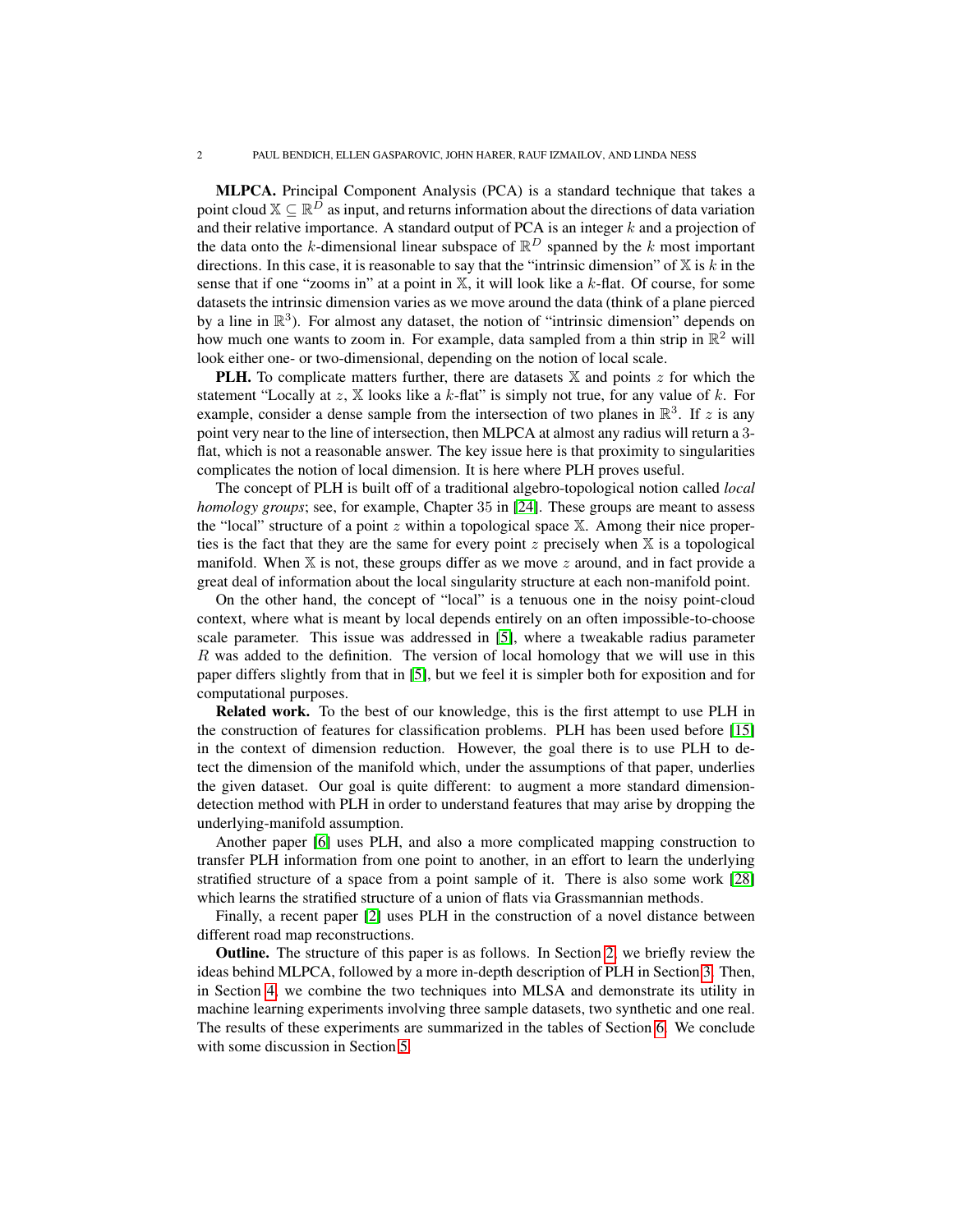**MLPCA.** Principal Component Analysis (PCA) is a standard technique that takes a point cloud $\mathbb{X} \subseteq \mathbb{R}^D$ as input, and returns information about the directions of data variation and their relative importance. A standard output of PCA is an integer $k$ and a projection of the data onto the $k$-dimensional linear subspace of $\mathbb{R}^D$ spanned by the $k$ most important directions. In this case, it is reasonable to say that the "intrinsic dimension" of $\mathbb{X}$ is $k$ in the sense that if one "zooms in" at a point in $\mathbb{X}$, it will look like a $k$-flat. Of course, for some datasets the intrinsic dimension varies as we move around the data (think of a plane pierced by a line in $\mathbb{R}^3$). For almost any dataset, the notion of "intrinsic dimension" depends on how much one wants to zoom in. For example, data sampled from a thin strip in $\mathbb{R}^2$ will look either one- or two-dimensional, depending on the notion of local scale.

**PLH.** To complicate matters further, there are datasets $\mathbb{X}$ and points $z$ for which the statement "Locally at $z$, $\mathbb{X}$ looks like a $k$-flat" is simply not true, for any value of $k$. For example, consider a dense sample from the intersection of two planes in $\mathbb{R}^3$. If $z$ is any point very near to the line of intersection, then MLPCA at almost any radius will return a 3-flat, which is not a reasonable answer. The key issue here is that proximity to singularities complicates the notion of local dimension. It is here where PLH proves useful.

The concept of PLH is built off of a traditional algebro-topological notion called *local homology groups*; see, for example, Chapter 35 in [24]. These groups are meant to assess the "local" structure of a point $z$ within a topological space $\mathbb{X}$. Among their nice properties is the fact that they are the same for every point $z$ precisely when $\mathbb{X}$ is a topological manifold. When $\mathbb{X}$ is not, these groups differ as we move $z$ around, and in fact provide a great deal of information about the local singularity structure at each non-manifold point.

On the other hand, the concept of "local" is a tenuous one in the noisy point-cloud context, where what is meant by local depends entirely on an often impossible-to-choose scale parameter. This issue was addressed in [5], where a tweakable radius parameter $R$ was added to the definition. The version of local homology that we will use in this paper differs slightly from that in [5], but we feel it is simpler both for exposition and for computational purposes.

**Related work.** To the best of our knowledge, this is the first attempt to use PLH in the construction of features for classification problems. PLH has been used before [15] in the context of dimension reduction. However, the goal there is to use PLH to detect the dimension of the manifold which, under the assumptions of that paper, underlies the given dataset. Our goal is quite different: to augment a more standard dimension-detection method with PLH in order to understand features that may arise by dropping the underlying-manifold assumption.

Another paper [6] uses PLH, and also a more complicated mapping construction to transfer PLH information from one point to another, in an effort to learn the underlying stratified structure of a space from a point sample of it. There is also some work [28] which learns the stratified structure of a union of flats via Grassmannian methods.

Finally, a recent paper [2] uses PLH in the construction of a novel distance between different road map reconstructions.

**Outline.** The structure of this paper is as follows. In Section 2, we briefly review the ideas behind MLPCA, followed by a more in-depth description of PLH in Section 3. Then, in Section 4, we combine the two techniques into MLSA and demonstrate its utility in machine learning experiments involving three sample datasets, two synthetic and one real. The results of these experiments are summarized in the tables of Section 6. We conclude with some discussion in Section 5.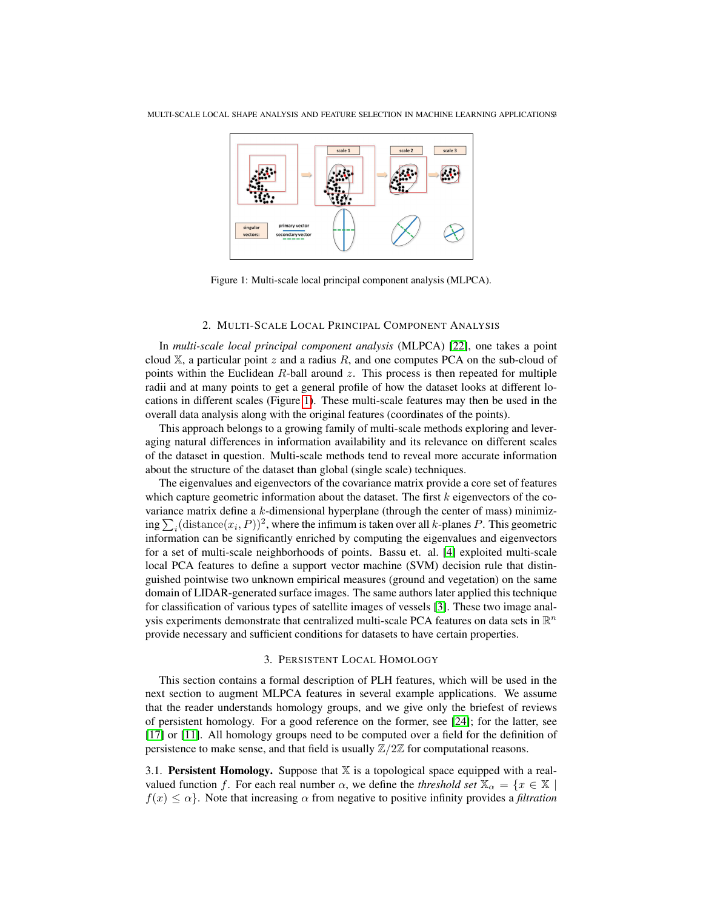Figure 1: Multi-scale local principal component analysis (MLPCA).

## 2. Multi-Scale Local Principal Component Analysis

In *multi-scale local principal component analysis* (MLPCA) [22], one takes a point cloud $\mathbb{X}$, a particular point $z$ and a radius $R$, and one computes PCA on the sub-cloud of points within the Euclidean $R$-ball around $z$. This process is then repeated for multiple radii and at many points to get a general profile of how the dataset looks at different locations in different scales (Figure 1). These multi-scale features may then be used in the overall data analysis along with the original features (coordinates of the points).

This approach belongs to a growing family of multi-scale methods exploring and leveraging natural differences in information availability and its relevance on different scales of the dataset in question. Multi-scale methods tend to reveal more accurate information about the structure of the dataset than global (single scale) techniques.

The eigenvalues and eigenvectors of the covariance matrix provide a core set of features which capture geometric information about the dataset. The first $k$ eigenvectors of the covariance matrix define a $k$-dimensional hyperplane (through the center of mass) minimizing $\sum_i (\text{distance}(x_i, P))^2$, where the infimum is taken over all $k$-planes $P$. This geometric information can be significantly enriched by computing the eigenvalues and eigenvectors for a set of multi-scale neighborhoods of points. Bassu et. al. [4] exploited multi-scale local PCA features to define a support vector machine (SVM) decision rule that distinguished pointwise two unknown empirical measures (ground and vegetation) on the same domain of LIDAR-generated surface images. The same authors later applied this technique for classification of various types of satellite images of vessels [3]. These two image analysis experiments demonstrate that centralized multi-scale PCA features on data sets in $\mathbb{R}^n$ provide necessary and sufficient conditions for datasets to have certain properties.

## 3. Persistent Local Homology

This section contains a formal description of PLH features, which will be used in the next section to augment MLPCA features in several example applications. We assume that the reader understands homology groups, and we give only the briefest of reviews of persistent homology. For a good reference on the former, see [24]; for the latter, see [17] or [11]. All homology groups need to be computed over a field for the definition of persistence to make sense, and that field is usually $\mathbb{Z}/2\mathbb{Z}$ for computational reasons.

### 3.1. Persistent Homology.

Suppose that $\mathbb{X}$ is a topological space equipped with a real-valued function $f$. For each real number $\alpha$, we define the *threshold set* $\mathbb{X}_\alpha = \{x \in \mathbb{X} \mid f(x) \leq \alpha\}$. Note that increasing $\alpha$ from negative to positive infinity provides a *filtration*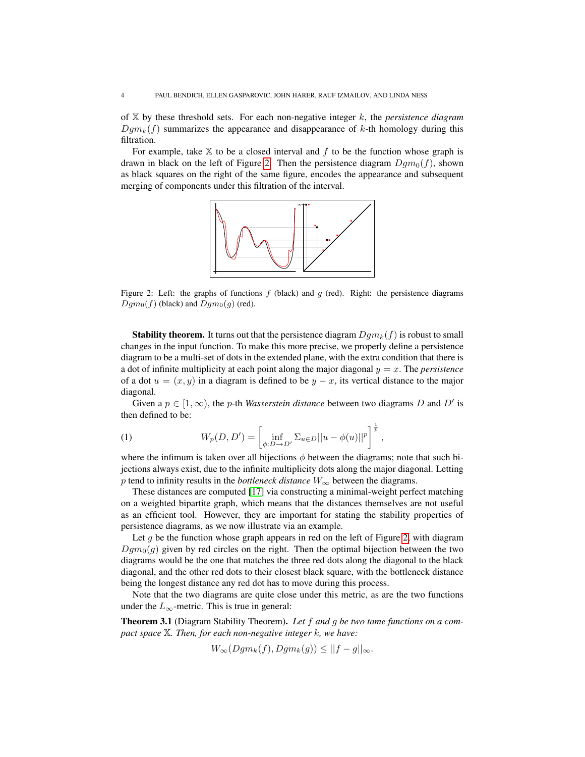of $\mathbb{X}$ by these threshold sets. For each non-negative integer $k$, the *persistence diagram* $Dgm_k(f)$ summarizes the appearance and disappearance of $k$-th homology during this filtration.

For example, take $\mathbb{X}$ to be a closed interval and $f$ to be the function whose graph is drawn in black on the left of Figure 2. Then the persistence diagram $Dgm_0(f)$, shown as black squares on the right of the same figure, encodes the appearance and subsequent merging of components under this filtration of the interval.

Figure 2: Left: the graphs of functions $f$ (black) and $g$ (red). Right: the persistence diagrams $Dgm_0(f)$ (black) and $Dgm_0(g)$ (red).

**Stability theorem.** It turns out that the persistence diagram $Dgm_k(f)$ is robust to small changes in the input function. To make this more precise, we properly define a persistence diagram to be a multi-set of dots in the extended plane, with the extra condition that there is a dot of infinite multiplicity at each point along the major diagonal $y = x$. The *persistence* of a dot $u = (x, y)$ in a diagram is defined to be $y - x$, its vertical distance to the major diagonal.

Given a $p \in [1, \infty)$, the $p$-th *Wasserstein distance* between two diagrams $D$ and $D'$ is then defined to be:

$$W_p(D, D') = \left[ \inf_{\phi : D \to D'} \Sigma_{u \in D} ||u - \phi(u)||^p \right]^{\frac{1}{p}}, \tag{1}$$

where the infimum is taken over all bijections $\phi$ between the diagrams; note that such bijections always exist, due to the infinite multiplicity dots along the major diagonal. Letting $p$ tend to infinity results in the *bottleneck distance* $W_\infty$ between the diagrams.

These distances are computed [17] via constructing a minimal-weight perfect matching on a weighted bipartite graph, which means that the distances themselves are not useful as an efficient tool. However, they are important for stating the stability properties of persistence diagrams, as we now illustrate via an example.

Let $g$ be the function whose graph appears in red on the left of Figure 2, with diagram $Dgm_0(g)$ given by red circles on the right. Then the optimal bijection between the two diagrams would be the one that matches the three red dots along the diagonal to the black diagonal, and the other red dots to their closest black square, with the bottleneck distance being the longest distance any red dot has to move during this process.

Note that the two diagrams are quite close under this metric, as are the two functions under the $L_\infty$-metric. This is true in general:

**Theorem 3.1** (Diagram Stability Theorem)**.** *Let $f$ and $g$ be two tame functions on a compact space $\mathbb{X}$. Then, for each non-negative integer $k$, we have:*

$$W_\infty(Dgm_k(f), Dgm_k(g)) \leq ||f - g||_\infty.$$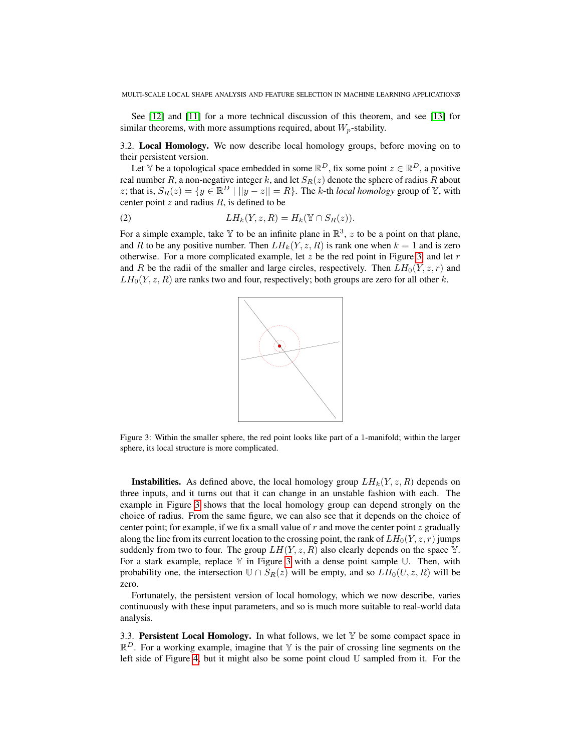See [12] and [11] for a more technical discussion of this theorem, and see [13] for similar theorems, with more assumptions required, about $W_p$-stability.

### 3.2. Local Homology.

We now describe local homology groups, before moving on to their persistent version.

Let $\mathbb{Y}$ be a topological space embedded in some $\mathbb{R}^D$, fix some point $z \in \mathbb{R}^D$, a positive real number $R$, a non-negative integer $k$, and let $S_R(z)$ denote the sphere of radius $R$ about $z$; that is, $S_R(z) = \{y \in \mathbb{R}^D \mid ||y - z|| = R\}$. The $k$-th *local homology* group of $\mathbb{Y}$, with center point $z$ and radius $R$, is defined to be

$$LH_k(Y, z, R) = H_k(\mathbb{Y} \cap S_R(z)). \tag{2}$$

For a simple example, take $\mathbb{Y}$ to be an infinite plane in $\mathbb{R}^3$, $z$ to be a point on that plane, and $R$ to be any positive number. Then $LH_k(Y, z, R)$ is rank one when $k = 1$ and is zero otherwise. For a more complicated example, let $z$ be the red point in Figure 3, and let $r$ and $R$ be the radii of the smaller and large circles, respectively. Then $LH_0(Y, z, r)$ and $LH_0(Y, z, R)$ are ranks two and four, respectively; both groups are zero for all other $k$.

Figure 3: Within the smaller sphere, the red point looks like part of a 1-manifold; within the larger sphere, its local structure is more complicated.

**Instabilities.** As defined above, the local homology group $LH_k(Y, z, R)$ depends on three inputs, and it turns out that it can change in an unstable fashion with each. The example in Figure 3 shows that the local homology group can depend strongly on the choice of radius. From the same figure, we can also see that it depends on the choice of center point; for example, if we fix a small value of $r$ and move the center point $z$ gradually along the line from its current location to the crossing point, the rank of $LH_0(Y, z, r)$ jumps suddenly from two to four. The group $LH(Y, z, R)$ also clearly depends on the space $\mathbb{Y}$. For a stark example, replace $\mathbb{Y}$ in Figure 3 with a dense point sample $\mathbb{U}$. Then, with probability one, the intersection $\mathbb{U} \cap S_R(z)$ will be empty, and so $LH_0(U, z, R)$ will be zero.

Fortunately, the persistent version of local homology, which we now describe, varies continuously with these input parameters, and so is much more suitable to real-world data analysis.

### 3.3. Persistent Local Homology.

In what follows, we let $\mathbb{Y}$ be some compact space in $\mathbb{R}^D$. For a working example, imagine that $\mathbb{Y}$ is the pair of crossing line segments on the left side of Figure 4, but it might also be some point cloud $\mathbb{U}$ sampled from it. For the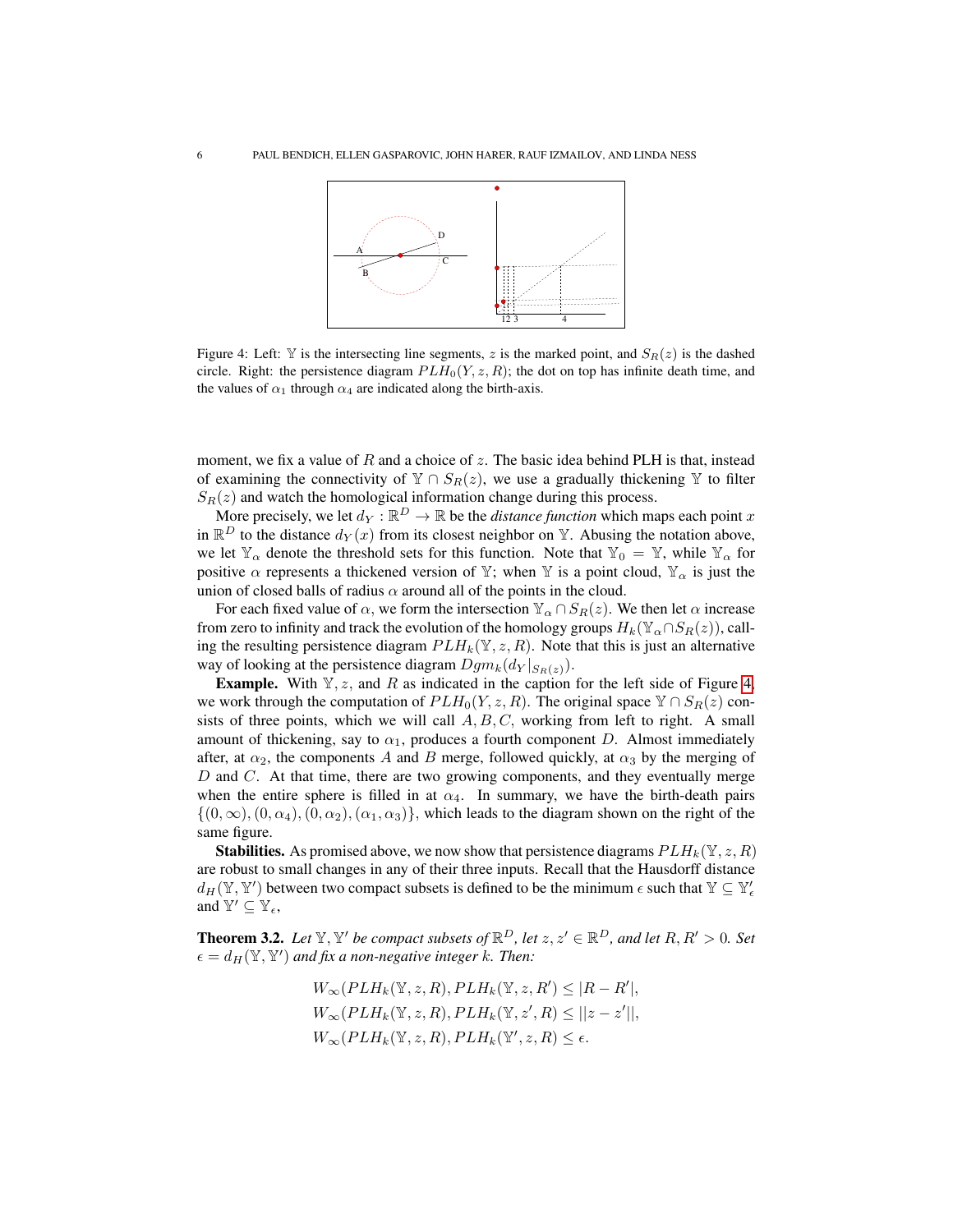Figure 4: Left: $\mathbb{Y}$ is the intersecting line segments, $z$ is the marked point, and $S_R(z)$ is the dashed circle. Right: the persistence diagram $PLH_0(Y, z, R)$; the dot on top has infinite death time, and the values of $\alpha_1$ through $\alpha_4$ are indicated along the birth-axis.

moment, we fix a value of $R$ and a choice of $z$. The basic idea behind PLH is that, instead of examining the connectivity of $\mathbb{Y} \cap S_R(z)$, we use a gradually thickening $\mathbb{Y}$ to filter $S_R(z)$ and watch the homological information change during this process.

More precisely, we let $d_Y : \mathbb{R}^D \to \mathbb{R}$ be the *distance function* which maps each point $x$ in $\mathbb{R}^D$ to the distance $d_Y(x)$ from its closest neighbor on $\mathbb{Y}$. Abusing the notation above, we let $\mathbb{Y}_\alpha$ denote the threshold sets for this function. Note that $\mathbb{Y}_0 = \mathbb{Y}$, while $\mathbb{Y}_\alpha$ for positive $\alpha$ represents a thickened version of $\mathbb{Y}$; when $\mathbb{Y}$ is a point cloud, $\mathbb{Y}_\alpha$ is just the union of closed balls of radius $\alpha$ around all of the points in the cloud.

For each fixed value of $\alpha$, we form the intersection $\mathbb{Y}_\alpha \cap S_R(z)$. We then let $\alpha$ increase from zero to infinity and track the evolution of the homology groups $H_k(\mathbb{Y}_\alpha \cap S_R(z))$, calling the resulting persistence diagram $PLH_k(\mathbb{Y}, z, R)$. Note that this is just an alternative way of looking at the persistence diagram $Dgm_k(d_Y|_{S_R(z)})$.

**Example.** With $\mathbb{Y}, z,$ and $R$ as indicated in the caption for the left side of Figure 4, we work through the computation of $PLH_0(Y, z, R)$. The original space $\mathbb{Y} \cap S_R(z)$ consists of three points, which we will call $A, B, C$, working from left to right. A small amount of thickening, say to $\alpha_1$, produces a fourth component $D$. Almost immediately after, at $\alpha_2$, the components $A$ and $B$ merge, followed quickly, at $\alpha_3$ by the merging of $D$ and $C$. At that time, there are two growing components, and they eventually merge when the entire sphere is filled in at $\alpha_4$. In summary, we have the birth-death pairs $\{(0, \infty), (0, \alpha_4), (0, \alpha_2), (\alpha_1, \alpha_3)\}$, which leads to the diagram shown on the right of the same figure.

**Stabilities.** As promised above, we now show that persistence diagrams $PLH_k(\mathbb{Y}, z, R)$ are robust to small changes in any of their three inputs. Recall that the Hausdorff distance $d_H(\mathbb{Y}, \mathbb{Y}')$ between two compact subsets is defined to be the minimum $\epsilon$ such that $\mathbb{Y} \subseteq \mathbb{Y}'_\epsilon$ and $\mathbb{Y}' \subseteq \mathbb{Y}_\epsilon$,

**Theorem 3.2.** *Let $\mathbb{Y}, \mathbb{Y}'$ be compact subsets of $\mathbb{R}^D$, let $z, z' \in \mathbb{R}^D$, and let $R, R' > 0$. Set $\epsilon = d_H(\mathbb{Y}, \mathbb{Y}')$ and fix a non-negative integer $k$. Then:*

$$W_\infty(PLH_k(\mathbb{Y}, z, R), PLH_k(\mathbb{Y}, z, R') \leq |R - R'|,$$
$$W_\infty(PLH_k(\mathbb{Y}, z, R), PLH_k(\mathbb{Y}, z', R) \leq ||z - z'||,$$
$$W_\infty(PLH_k(\mathbb{Y}, z, R), PLH_k(\mathbb{Y}', z, R) \leq \epsilon.$$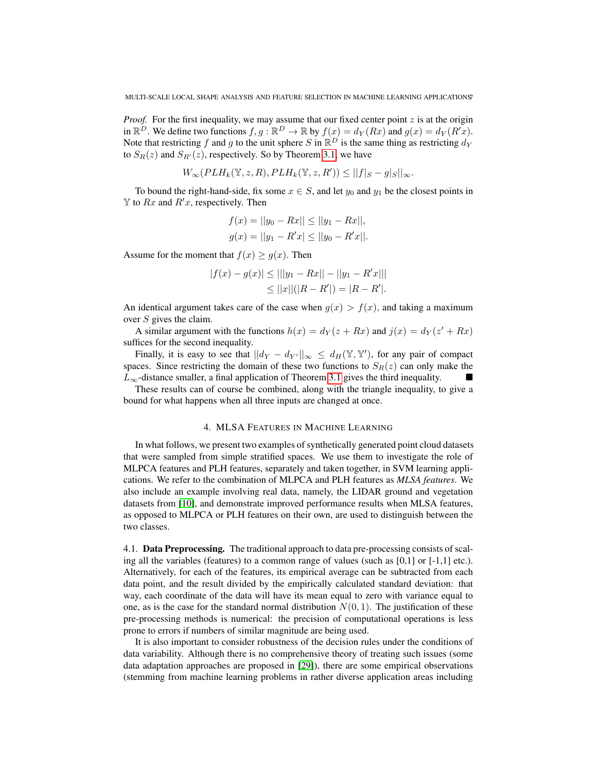*Proof.* For the first inequality, we may assume that our fixed center point $z$ is at the origin in $\mathbb{R}^D$. We define two functions $f, g : \mathbb{R}^D \to \mathbb{R}$ by $f(x) = d_Y(Rx)$ and $g(x) = d_Y(R'x)$. Note that restricting $f$ and $g$ to the unit sphere $S$ in $\mathbb{R}^D$ is the same thing as restricting $d_Y$ to $S_R(z)$ and $S_{R'}(z)$, respectively. So by Theorem 3.1, we have

$$W_\infty(PLH_k(\mathbb{Y}, z, R), PLH_k(\mathbb{Y}, z, R')) \leq ||f|_S - g|_S||_\infty.$$

To bound the right-hand-side, fix some $x \in S$, and let $y_0$ and $y_1$ be the closest points in $\mathbb{Y}$ to $Rx$ and $R'x$, respectively. Then

$$f(x) = ||y_0 - Rx|| \leq ||y_1 - Rx||,$$
$$g(x) = ||y_1 - R'x| \leq ||y_0 - R'x||.$$

Assume for the moment that $f(x) \geq g(x)$. Then

$$\begin{aligned} |f(x) - g(x)| &\leq |||y_1 - Rx|| - ||y_1 - R'x||| \\ &\leq ||x||(|R - R'|) = |R - R'|. \end{aligned}$$

An identical argument takes care of the case when $g(x) > f(x)$, and taking a maximum over $S$ gives the claim.

A similar argument with the functions $h(x) = d_Y(z + Rx)$ and $j(x) = d_Y(z' + Rx)$ suffices for the second inequality.

Finally, it is easy to see that $||d_Y - d_{Y'}||_\infty \leq d_H(\mathbb{Y}, \mathbb{Y}')$, for any pair of compact spaces. Since restricting the domain of these two functions to $S_R(z)$ can only make the $L_\infty$-distance smaller, a final application of Theorem 3.1 gives the third inequality. ■

These results can of course be combined, along with the triangle inequality, to give a bound for what happens when all three inputs are changed at once.

## 4. MLSA Features in Machine Learning

In what follows, we present two examples of synthetically generated point cloud datasets that were sampled from simple stratified spaces. We use them to investigate the role of MLPCA features and PLH features, separately and taken together, in SVM learning applications. We refer to the combination of MLPCA and PLH features as ***MLSA features***. We also include an example involving real data, namely, the LIDAR ground and vegetation datasets from [10], and demonstrate improved performance results when MLSA features, as opposed to MLPCA or PLH features on their own, are used to distinguish between the two classes.

### 4.1. Data Preprocessing.

The traditional approach to data pre-processing consists of scaling all the variables (features) to a common range of values (such as [0,1] or [-1,1] etc.). Alternatively, for each of the features, its empirical average can be subtracted from each data point, and the result divided by the empirically calculated standard deviation: that way, each coordinate of the data will have its mean equal to zero with variance equal to one, as is the case for the standard normal distribution $N(0, 1)$. The justification of these pre-processing methods is numerical: the precision of computational operations is less prone to errors if numbers of similar magnitude are being used.

It is also important to consider robustness of the decision rules under the conditions of data variability. Although there is no comprehensive theory of treating such issues (some data adaptation approaches are proposed in [29]), there are some empirical observations (stemming from machine learning problems in rather diverse application areas including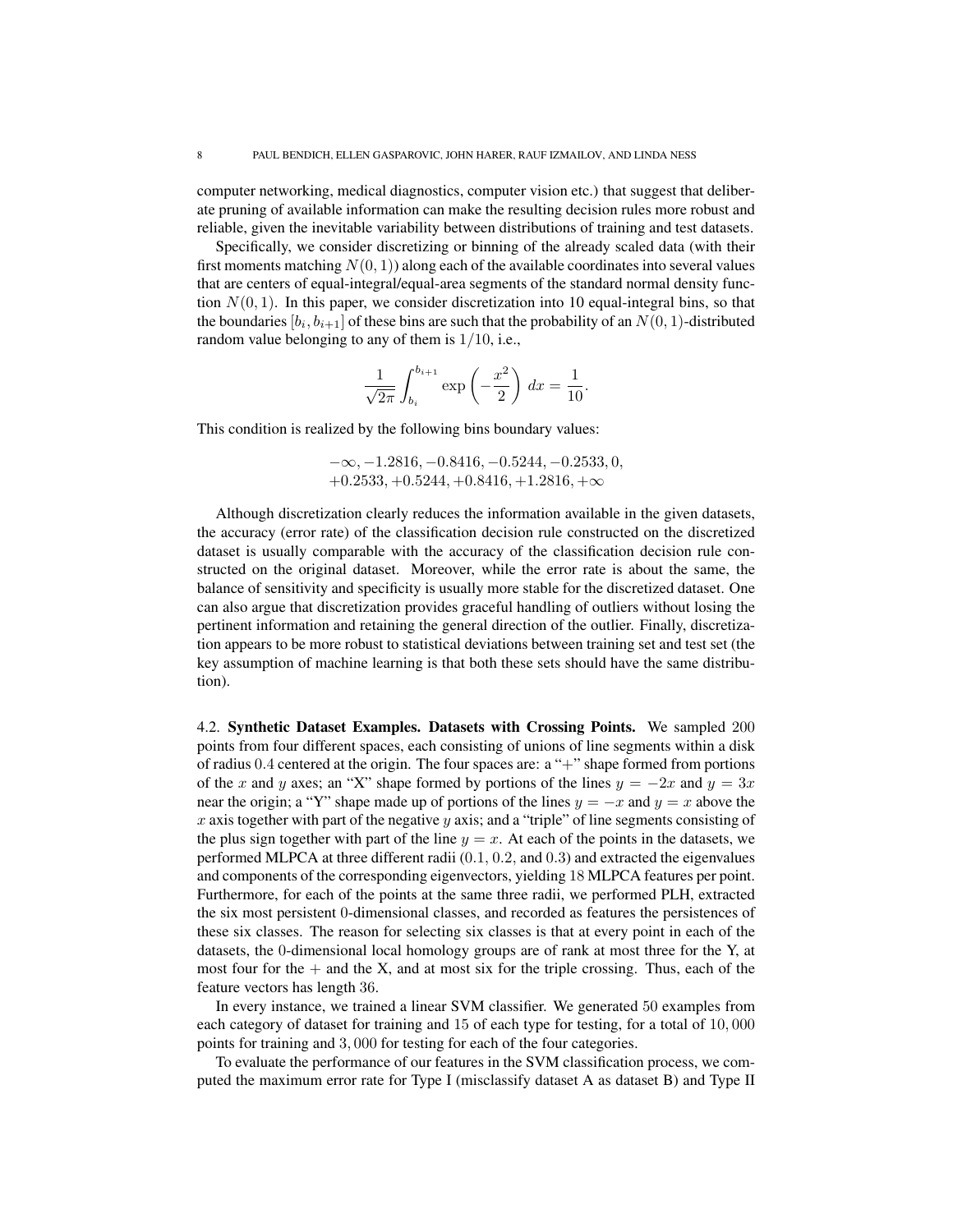computer networking, medical diagnostics, computer vision etc.) that suggest that deliberate pruning of available information can make the resulting decision rules more robust and reliable, given the inevitable variability between distributions of training and test datasets.

Specifically, we consider discretizing or binning of the already scaled data (with their first moments matching $N(0,1)$) along each of the available coordinates into several values that are centers of equal-integral/equal-area segments of the standard normal density function $N(0,1)$. In this paper, we consider discretization into 10 equal-integral bins, so that the boundaries $[b_i, b_{i+1}]$ of these bins are such that the probability of an $N(0,1)$-distributed random value belonging to any of them is $1/10$, i.e.,

$$\frac{1}{\sqrt{2\pi}} \int_{b_i}^{b_{i+1}} \exp\left(-\frac{x^2}{2}\right) dx = \frac{1}{10}.$$

This condition is realized by the following bins boundary values:

$$-\infty, -1.2816, -0.8416, -0.5244, -0.2533, 0,$$
$$+0.2533, +0.5244, +0.8416, +1.2816, +\infty$$

Although discretization clearly reduces the information available in the given datasets, the accuracy (error rate) of the classification decision rule constructed on the discretized dataset is usually comparable with the accuracy of the classification decision rule constructed on the original dataset. Moreover, while the error rate is about the same, the balance of sensitivity and specificity is usually more stable for the discretized dataset. One can also argue that discretization provides graceful handling of outliers without losing the pertinent information and retaining the general direction of the outlier. Finally, discretization appears to be more robust to statistical deviations between training set and test set (the key assumption of machine learning is that both these sets should have the same distribution).

4.2. **Synthetic Dataset Examples. Datasets with Crossing Points.** We sampled 200 points from four different spaces, each consisting of unions of line segments within a disk of radius 0.4 centered at the origin. The four spaces are: a "+" shape formed from portions of the $x$ and $y$ axes; an "X" shape formed by portions of the lines $y = -2x$ and $y = 3x$ near the origin; a "Y" shape made up of portions of the lines $y = -x$ and $y = x$ above the $x$ axis together with part of the negative $y$ axis; and a "triple" of line segments consisting of the plus sign together with part of the line $y = x$. At each of the points in the datasets, we performed MLPCA at three different radii (0.1, 0.2, and 0.3) and extracted the eigenvalues and components of the corresponding eigenvectors, yielding 18 MLPCA features per point. Furthermore, for each of the points at the same three radii, we performed PLH, extracted the six most persistent 0-dimensional classes, and recorded as features the persistences of these six classes. The reason for selecting six classes is that at every point in each of the datasets, the 0-dimensional local homology groups are of rank at most three for the Y, at most four for the + and the X, and at most six for the triple crossing. Thus, each of the feature vectors has length 36.

In every instance, we trained a linear SVM classifier. We generated 50 examples from each category of dataset for training and 15 of each type for testing, for a total of 10,000 points for training and 3,000 for testing for each of the four categories.

To evaluate the performance of our features in the SVM classification process, we computed the maximum error rate for Type I (misclassify dataset A as dataset B) and Type II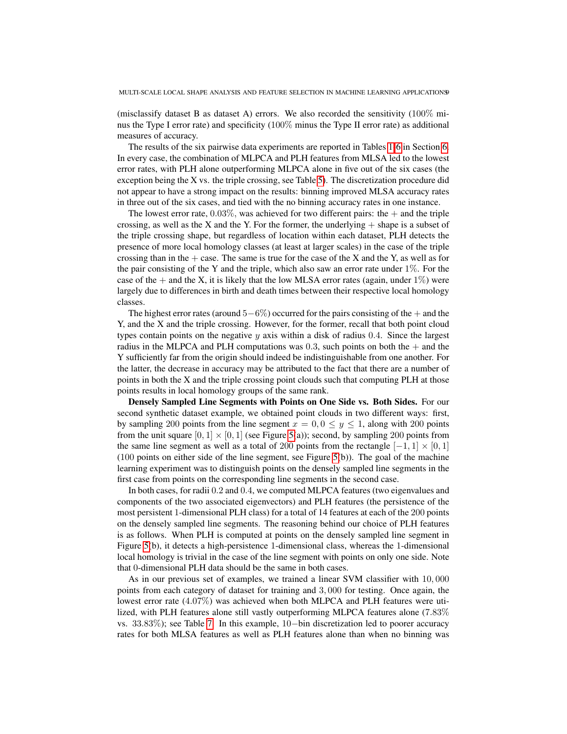(misclassify dataset B as dataset A) errors. We also recorded the sensitivity (100% minus the Type I error rate) and specificity (100% minus the Type II error rate) as additional measures of accuracy.

The results of the six pairwise data experiments are reported in Tables 1-6 in Section 6. In every case, the combination of MLPCA and PLH features from MLSA led to the lowest error rates, with PLH alone outperforming MLPCA alone in five out of the six cases (the exception being the X vs. the triple crossing, see Table 5). The discretization procedure did not appear to have a strong impact on the results: binning improved MLSA accuracy rates in three out of the six cases, and tied with the no binning accuracy rates in one instance.

The lowest error rate, 0.03%, was achieved for two different pairs: the + and the triple crossing, as well as the X and the Y. For the former, the underlying + shape is a subset of the triple crossing shape, but regardless of location within each dataset, PLH detects the presence of more local homology classes (at least at larger scales) in the case of the triple crossing than in the + case. The same is true for the case of the X and the Y, as well as for the pair consisting of the Y and the triple, which also saw an error rate under 1%. For the case of the + and the X, it is likely that the low MLSA error rates (again, under 1%) were largely due to differences in birth and death times between their respective local homology classes.

The highest error rates (around $5-6$%) occurred for the pairs consisting of the + and the Y, and the X and the triple crossing. However, for the former, recall that both point cloud types contain points on the negative $y$ axis within a disk of radius 0.4. Since the largest radius in the MLPCA and PLH computations was 0.3, such points on both the + and the Y sufficiently far from the origin should indeed be indistinguishable from one another. For the latter, the decrease in accuracy may be attributed to the fact that there are a number of points in both the X and the triple crossing point clouds such that computing PLH at those points results in local homology groups of the same rank.

**Densely Sampled Line Segments with Points on One Side vs. Both Sides.** For our second synthetic dataset example, we obtained point clouds in two different ways: first, by sampling 200 points from the line segment $x = 0, 0 \leq y \leq 1$, along with 200 points from the unit square $[0, 1] \times [0, 1]$ (see Figure 5(a)); second, by sampling 200 points from the same line segment as well as a total of 200 points from the rectangle $[-1, 1] \times [0, 1]$ (100 points on either side of the line segment, see Figure 5(b)). The goal of the machine learning experiment was to distinguish points on the densely sampled line segments in the first case from points on the corresponding line segments in the second case.

In both cases, for radii 0.2 and 0.4, we computed MLPCA features (two eigenvalues and components of the two associated eigenvectors) and PLH features (the persistence of the most persistent 1-dimensional PLH class) for a total of 14 features at each of the 200 points on the densely sampled line segments. The reasoning behind our choice of PLH features is as follows. When PLH is computed at points on the densely sampled line segment in Figure 5(b), it detects a high-persistence 1-dimensional class, whereas the 1-dimensional local homology is trivial in the case of the line segment with points on only one side. Note that 0-dimensional PLH data should be the same in both cases.

As in our previous set of examples, we trained a linear SVM classifier with 10,000 points from each category of dataset for training and 3,000 for testing. Once again, the lowest error rate (4.07%) was achieved when both MLPCA and PLH features were utilized, with PLH features alone still vastly outperforming MLPCA features alone (7.83% vs. 33.83%); see Table 7. In this example, $10-$bin discretization led to poorer accuracy rates for both MLSA features as well as PLH features alone than when no binning was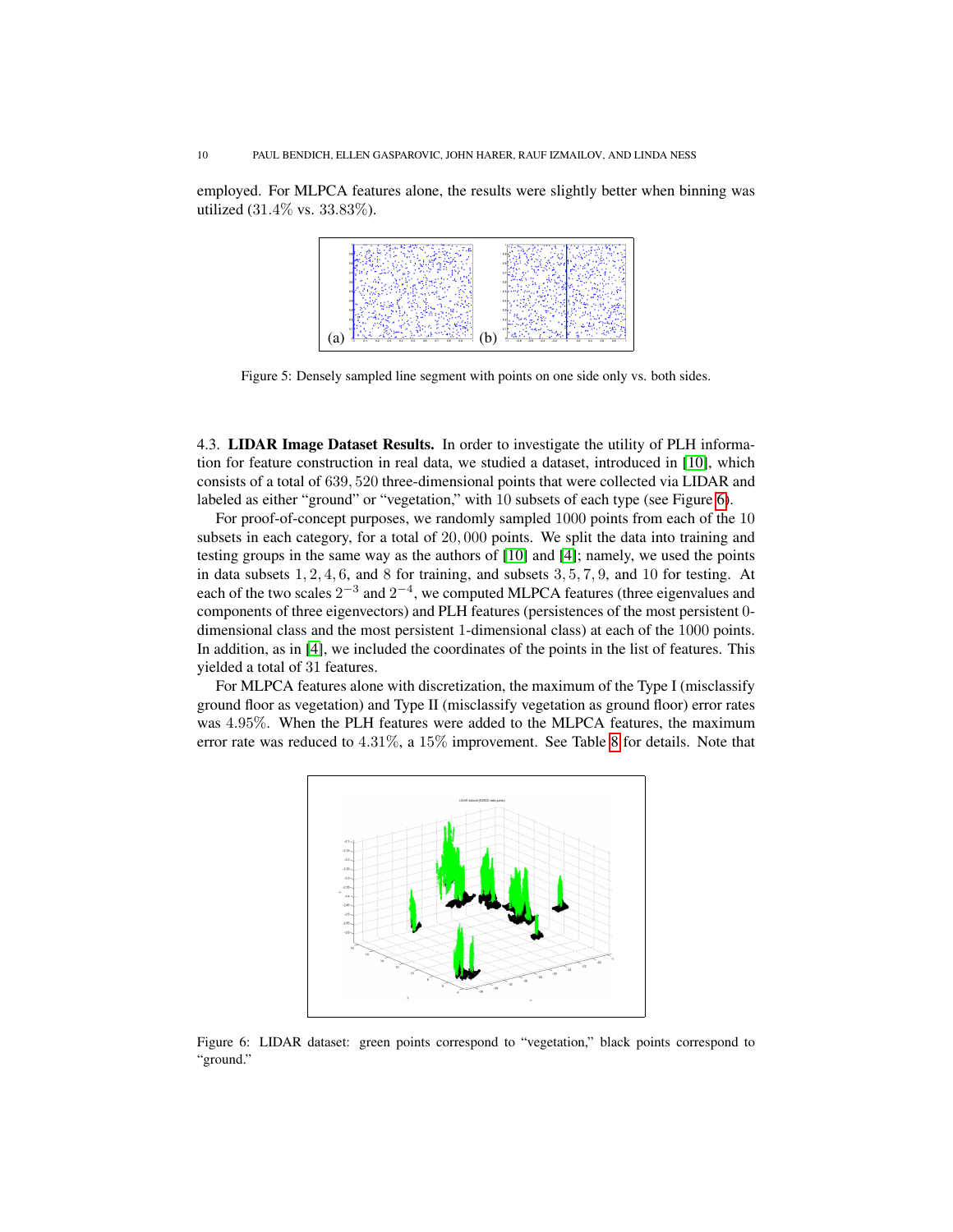employed. For MLPCA features alone, the results were slightly better when binning was utilized (31.4% vs. 33.83%).

Figure 5: Densely sampled line segment with points on one side only vs. both sides.

4.3. **LIDAR Image Dataset Results.** In order to investigate the utility of PLH information for feature construction in real data, we studied a dataset, introduced in [10], which consists of a total of $639,520$ three-dimensional points that were collected via LIDAR and labeled as either "ground" or "vegetation," with $10$ subsets of each type (see Figure 6).

For proof-of-concept purposes, we randomly sampled $1000$ points from each of the $10$ subsets in each category, for a total of $20,000$ points. We split the data into training and testing groups in the same way as the authors of [10] and [4]; namely, we used the points in data subsets $1, 2, 4, 6$, and $8$ for training, and subsets $3, 5, 7, 9$, and $10$ for testing. At each of the two scales $2^{-3}$ and $2^{-4}$, we computed MLPCA features (three eigenvalues and components of three eigenvectors) and PLH features (persistences of the most persistent $0$-dimensional class and the most persistent $1$-dimensional class) at each of the $1000$ points. In addition, as in [4], we included the coordinates of the points in the list of features. This yielded a total of $31$ features.

For MLPCA features alone with discretization, the maximum of the Type I (misclassify ground floor as vegetation) and Type II (misclassify vegetation as ground floor) error rates was $4.95\%$. When the PLH features were added to the MLPCA features, the maximum error rate was reduced to $4.31\%$, a $15\%$ improvement. See Table 8 for details. Note that

Figure 6: LIDAR dataset: green points correspond to "vegetation," black points correspond to "ground."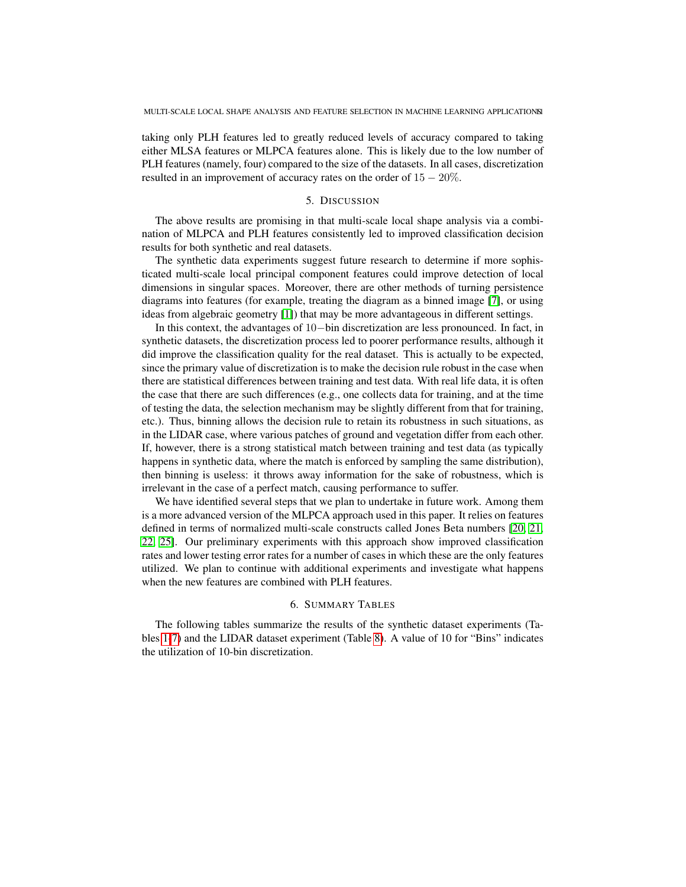taking only PLH features led to greatly reduced levels of accuracy compared to taking either MLSA features or MLPCA features alone. This is likely due to the low number of PLH features (namely, four) compared to the size of the datasets. In all cases, discretization resulted in an improvement of accuracy rates on the order of $15 - 20\%$.

## 5. Discussion

The above results are promising in that multi-scale local shape analysis via a combination of MLPCA and PLH features consistently led to improved classification decision results for both synthetic and real datasets.

The synthetic data experiments suggest future research to determine if more sophisticated multi-scale local principal component features could improve detection of local dimensions in singular spaces. Moreover, there are other methods of turning persistence diagrams into features (for example, treating the diagram as a binned image [7], or using ideas from algebraic geometry [1]) that may be more advantageous in different settings.

In this context, the advantages of $10-$bin discretization are less pronounced. In fact, in synthetic datasets, the discretization process led to poorer performance results, although it did improve the classification quality for the real dataset. This is actually to be expected, since the primary value of discretization is to make the decision rule robust in the case when there are statistical differences between training and test data. With real life data, it is often the case that there are such differences (e.g., one collects data for training, and at the time of testing the data, the selection mechanism may be slightly different from that for training, etc.). Thus, binning allows the decision rule to retain its robustness in such situations, as in the LIDAR case, where various patches of ground and vegetation differ from each other. If, however, there is a strong statistical match between training and test data (as typically happens in synthetic data, where the match is enforced by sampling the same distribution), then binning is useless: it throws away information for the sake of robustness, which is irrelevant in the case of a perfect match, causing performance to suffer.

We have identified several steps that we plan to undertake in future work. Among them is a more advanced version of the MLPCA approach used in this paper. It relies on features defined in terms of normalized multi-scale constructs called Jones Beta numbers [20, 21, 22, 25]. Our preliminary experiments with this approach show improved classification rates and lower testing error rates for a number of cases in which these are the only features utilized. We plan to continue with additional experiments and investigate what happens when the new features are combined with PLH features.

## 6. Summary Tables

The following tables summarize the results of the synthetic dataset experiments (Tables 1-7) and the LIDAR dataset experiment (Table 8). A value of 10 for "Bins" indicates the utilization of 10-bin discretization.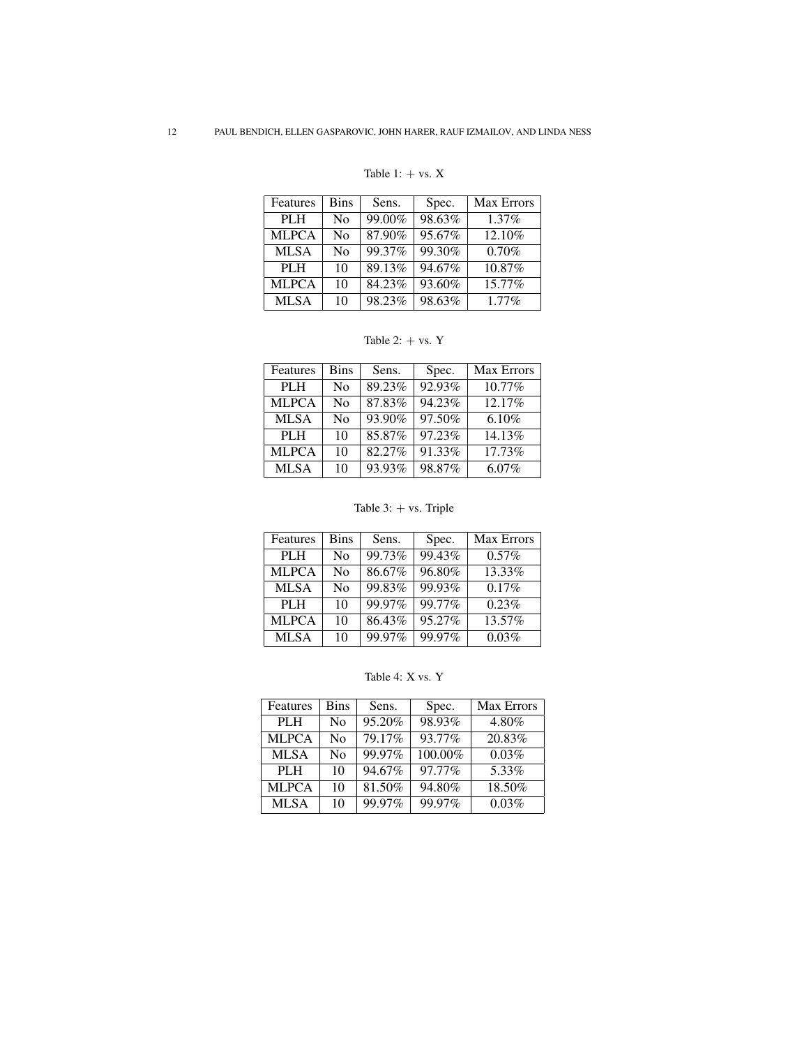Table 1: + vs. X

| Features | Bins | Sens. | Spec. | Max Errors |
|---|---|---|---|---|
| PLH | No | 99.00% | 98.63% | 1.37% |
| MLPCA | No | 87.90% | 95.67% | 12.10% |
| MLSA | No | 99.37% | 99.30% | 0.70% |
| PLH | 10 | 89.13% | 94.67% | 10.87% |
| MLPCA | 10 | 84.23% | 93.60% | 15.77% |
| MLSA | 10 | 98.23% | 98.63% | 1.77% |

Table 2: + vs. Y

| Features | Bins | Sens. | Spec. | Max Errors |
|---|---|---|---|---|
| PLH | No | 89.23% | 92.93% | 10.77% |
| MLPCA | No | 87.83% | 94.23% | 12.17% |
| MLSA | No | 93.90% | 97.50% | 6.10% |
| PLH | 10 | 85.87% | 97.23% | 14.13% |
| MLPCA | 10 | 82.27% | 91.33% | 17.73% |
| MLSA | 10 | 93.93% | 98.87% | 6.07% |

Table 3: + vs. Triple

| Features | Bins | Sens. | Spec. | Max Errors |
|---|---|---|---|---|
| PLH | No | 99.73% | 99.43% | 0.57% |
| MLPCA | No | 86.67% | 96.80% | 13.33% |
| MLSA | No | 99.83% | 99.93% | 0.17% |
| PLH | 10 | 99.97% | 99.77% | 0.23% |
| MLPCA | 10 | 86.43% | 95.27% | 13.57% |
| MLSA | 10 | 99.97% | 99.97% | 0.03% |

Table 4: X vs. Y

| Features | Bins | Sens. | Spec. | Max Errors |
|---|---|---|---|---|
| PLH | No | 95.20% | 98.93% | 4.80% |
| MLPCA | No | 79.17% | 93.77% | 20.83% |
| MLSA | No | 99.97% | 100.00% | 0.03% |
| PLH | 10 | 94.67% | 97.77% | 5.33% |
| MLPCA | 10 | 81.50% | 94.80% | 18.50% |
| MLSA | 10 | 99.97% | 99.97% | 0.03% |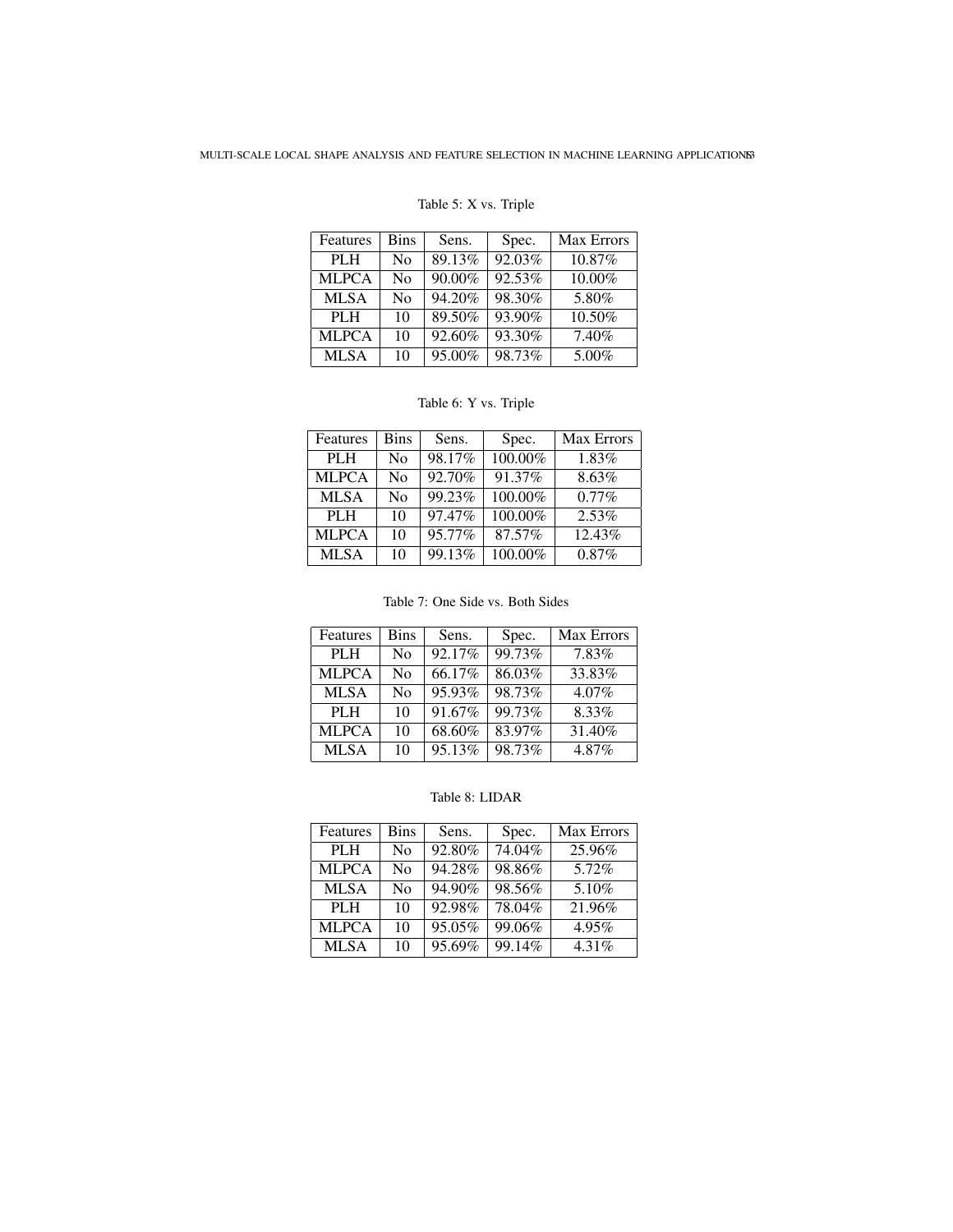Table 5: X vs. Triple

| Features | Bins | Sens. | Spec. | Max Errors |
|---|---|---|---|---|
| PLH | No | 89.13% | 92.03% | 10.87% |
| MLPCA | No | 90.00% | 92.53% | 10.00% |
| MLSA | No | 94.20% | 98.30% | 5.80% |
| PLH | 10 | 89.50% | 93.90% | 10.50% |
| MLPCA | 10 | 92.60% | 93.30% | 7.40% |
| MLSA | 10 | 95.00% | 98.73% | 5.00% |

Table 6: Y vs. Triple

| Features | Bins | Sens. | Spec. | Max Errors |
|---|---|---|---|---|
| PLH | No | 98.17% | 100.00% | 1.83% |
| MLPCA | No | 92.70% | 91.37% | 8.63% |
| MLSA | No | 99.23% | 100.00% | 0.77% |
| PLH | 10 | 97.47% | 100.00% | 2.53% |
| MLPCA | 10 | 95.77% | 87.57% | 12.43% |
| MLSA | 10 | 99.13% | 100.00% | 0.87% |

Table 7: One Side vs. Both Sides

| Features | Bins | Sens. | Spec. | Max Errors |
|---|---|---|---|---|
| PLH | No | 92.17% | 99.73% | 7.83% |
| MLPCA | No | 66.17% | 86.03% | 33.83% |
| MLSA | No | 95.93% | 98.73% | 4.07% |
| PLH | 10 | 91.67% | 99.73% | 8.33% |
| MLPCA | 10 | 68.60% | 83.97% | 31.40% |
| MLSA | 10 | 95.13% | 98.73% | 4.87% |

Table 8: LIDAR

| Features | Bins | Sens. | Spec. | Max Errors |
|---|---|---|---|---|
| PLH | No | 92.80% | 74.04% | 25.96% |
| MLPCA | No | 94.28% | 98.86% | 5.72% |
| MLSA | No | 94.90% | 98.56% | 5.10% |
| PLH | 10 | 92.98% | 78.04% | 21.96% |
| MLPCA | 10 | 95.05% | 99.06% | 4.95% |
| MLSA | 10 | 95.69% | 99.14% | 4.31% |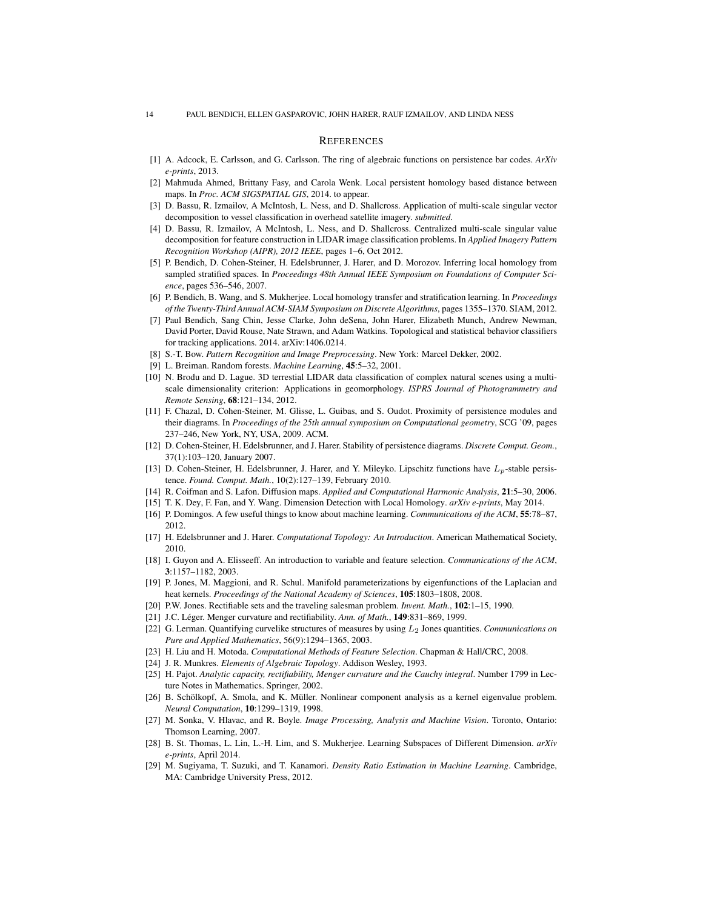## References

[1] A. Adcock, E. Carlsson, and G. Carlsson. The ring of algebraic functions on persistence bar codes. *ArXiv e-prints*, 2013.

[2] Mahmuda Ahmed, Brittany Fasy, and Carola Wenk. Local persistent homology based distance between maps. In *Proc. ACM SIGSPATIAL GIS*, 2014. to appear.

[3] D. Bassu, R. Izmailov, A McIntosh, L. Ness, and D. Shallcross. Application of multi-scale singular vector decomposition to vessel classification in overhead satellite imagery. *submitted*.

[4] D. Bassu, R. Izmailov, A McIntosh, L. Ness, and D. Shallcross. Centralized multi-scale singular value decomposition for feature construction in LIDAR image classification problems. In *Applied Imagery Pattern Recognition Workshop (AIPR), 2012 IEEE*, pages 1–6, Oct 2012.

[5] P. Bendich, D. Cohen-Steiner, H. Edelsbrunner, J. Harer, and D. Morozov. Inferring local homology from sampled stratified spaces. In *Proceedings 48th Annual IEEE Symposium on Foundations of Computer Science*, pages 536–546, 2007.

[6] P. Bendich, B. Wang, and S. Mukherjee. Local homology transfer and stratification learning. In *Proceedings of the Twenty-Third Annual ACM-SIAM Symposium on Discrete Algorithms*, pages 1355–1370. SIAM, 2012.

[7] Paul Bendich, Sang Chin, Jesse Clarke, John deSena, John Harer, Elizabeth Munch, Andrew Newman, David Porter, David Rouse, Nate Strawn, and Adam Watkins. Topological and statistical behavior classifiers for tracking applications. 2014. arXiv:1406.0214.

[8] S.-T. Bow. *Pattern Recognition and Image Preprocessing*. New York: Marcel Dekker, 2002.

[9] L. Breiman. Random forests. *Machine Learning*, **45**:5–32, 2001.

[10] N. Brodu and D. Lague. 3D terrestial LIDAR data classification of complex natural scenes using a multi-scale dimensionality criterion: Applications in geomorphology. *ISPRS Journal of Photogrammetry and Remote Sensing*, **68**:121–134, 2012.

[11] F. Chazal, D. Cohen-Steiner, M. Glisse, L. Guibas, and S. Oudot. Proximity of persistence modules and their diagrams. In *Proceedings of the 25th annual symposium on Computational geometry*, SCG '09, pages 237–246, New York, NY, USA, 2009. ACM.

[12] D. Cohen-Steiner, H. Edelsbrunner, and J. Harer. Stability of persistence diagrams. *Discrete Comput. Geom.*, 37(1):103–120, January 2007.

[13] D. Cohen-Steiner, H. Edelsbrunner, J. Harer, and Y. Mileyko. Lipschitz functions have $L_p$-stable persistence. *Found. Comput. Math.*, 10(2):127–139, February 2010.

[14] R. Coifman and S. Lafon. Diffusion maps. *Applied and Computational Harmonic Analysis*, **21**:5–30, 2006.

[15] T. K. Dey, F. Fan, and Y. Wang. Dimension Detection with Local Homology. *arXiv e-prints*, May 2014.

[16] P. Domingos. A few useful things to know about machine learning. *Communications of the ACM*, **55**:78–87, 2012.

[17] H. Edelsbrunner and J. Harer. *Computational Topology: An Introduction*. American Mathematical Society, 2010.

[18] I. Guyon and A. Elisseeff. An introduction to variable and feature selection. *Communications of the ACM*, **3**:1157–1182, 2003.

[19] P. Jones, M. Maggioni, and R. Schul. Manifold parameterizations by eigenfunctions of the Laplacian and heat kernels. *Proceedings of the National Academy of Sciences*, **105**:1803–1808, 2008.

[20] P.W. Jones. Rectifiable sets and the traveling salesman problem. *Invent. Math.*, **102**:1–15, 1990.

[21] J.C. Léger. Menger curvature and rectifiability. *Ann. of Math.*, **149**:831–869, 1999.

[22] G. Lerman. Quantifying curvelike structures of measures by using $L_2$ Jones quantities. *Communications on Pure and Applied Mathematics*, 56(9):1294–1365, 2003.

[23] H. Liu and H. Motoda. *Computational Methods of Feature Selection*. Chapman & Hall/CRC, 2008.

[24] J. R. Munkres. *Elements of Algebraic Topology*. Addison Wesley, 1993.

[25] H. Pajot. *Analytic capacity, rectifiability, Menger curvature and the Cauchy integral*. Number 1799 in Lecture Notes in Mathematics. Springer, 2002.

[26] B. Schölkopf, A. Smola, and K. Müller. Nonlinear component analysis as a kernel eigenvalue problem. *Neural Computation*, **10**:1299–1319, 1998.

[27] M. Sonka, V. Hlavac, and R. Boyle. *Image Processing, Analysis and Machine Vision*. Toronto, Ontario: Thomson Learning, 2007.

[28] B. St. Thomas, L. Lin, L.-H. Lim, and S. Mukherjee. Learning Subspaces of Different Dimension. *arXiv e-prints*, April 2014.

[29] M. Sugiyama, T. Suzuki, and T. Kanamori. *Density Ratio Estimation in Machine Learning*. Cambridge, MA: Cambridge University Press, 2012.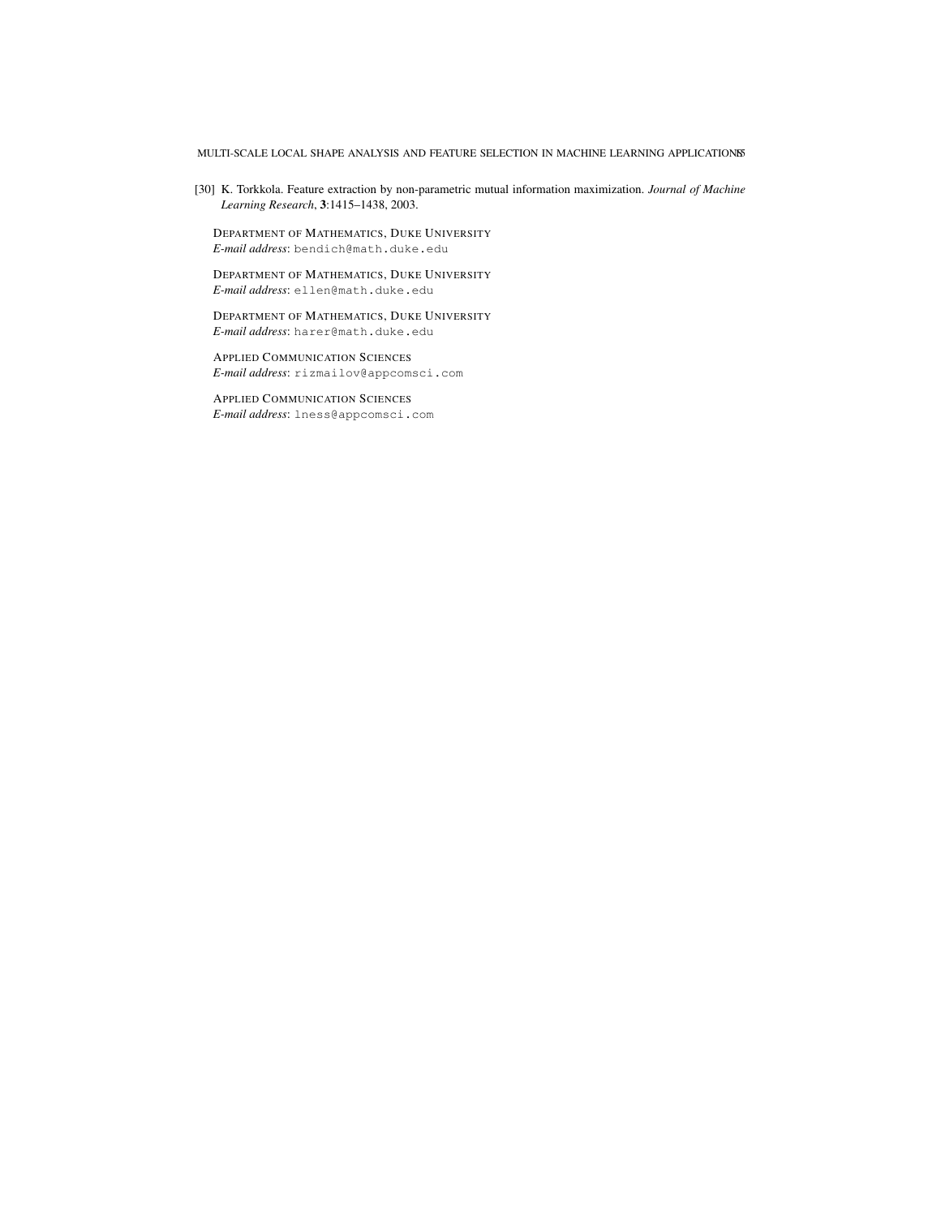[30] K. Torkkola. Feature extraction by non-parametric mutual information maximization. *Journal of Machine Learning Research*, **3**:1415–1438, 2003.

DEPARTMENT OF MATHEMATICS, DUKE UNIVERSITY
*E-mail address*: bendich@math.duke.edu

DEPARTMENT OF MATHEMATICS, DUKE UNIVERSITY
*E-mail address*: ellen@math.duke.edu

DEPARTMENT OF MATHEMATICS, DUKE UNIVERSITY
*E-mail address*: harer@math.duke.edu

APPLIED COMMUNICATION SCIENCES
*E-mail address*: rizmailov@appcomsci.com

APPLIED COMMUNICATION SCIENCES
*E-mail address*: lness@appcomsci.com